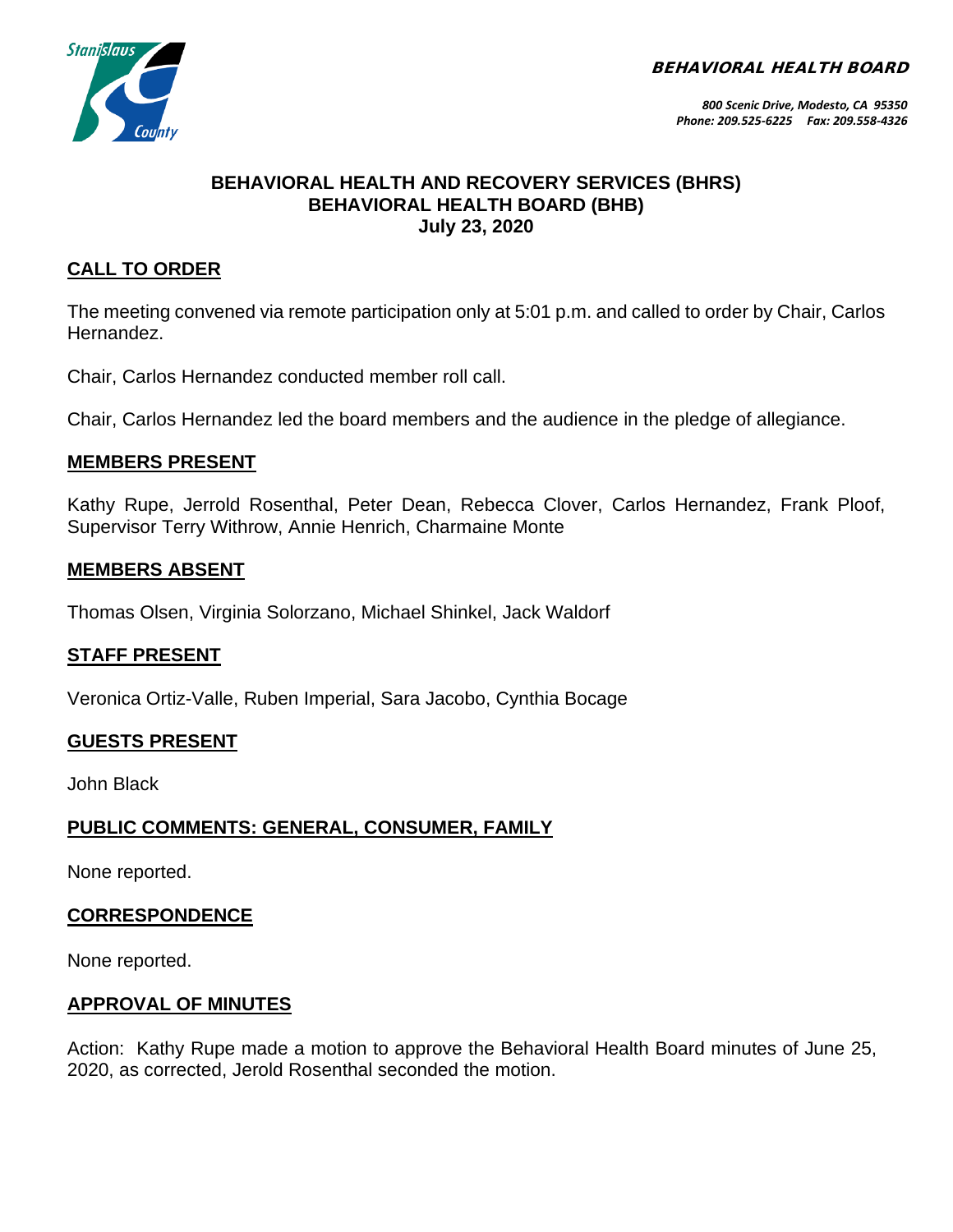**BEHAVIORAL HEALTH BOARD**

*800 Scenic Drive, Modesto, CA 95350*
*Phone: 209.525-6225 Fax: 209.558-4326*

# BEHAVIORAL HEALTH AND RECOVERY SERVICES (BHRS)
# BEHAVIORAL HEALTH BOARD (BHB)
# July 23, 2020

## CALL TO ORDER

The meeting convened via remote participation only at 5:01 p.m. and called to order by Chair, Carlos Hernandez.

Chair, Carlos Hernandez conducted member roll call.

Chair, Carlos Hernandez led the board members and the audience in the pledge of allegiance.

## MEMBERS PRESENT

Kathy Rupe, Jerrold Rosenthal, Peter Dean, Rebecca Clover, Carlos Hernandez, Frank Ploof, Supervisor Terry Withrow, Annie Henrich, Charmaine Monte

## MEMBERS ABSENT

Thomas Olsen, Virginia Solorzano, Michael Shinkel, Jack Waldorf

## STAFF PRESENT

Veronica Ortiz-Valle, Ruben Imperial, Sara Jacobo, Cynthia Bocage

## GUESTS PRESENT

John Black

## PUBLIC COMMENTS: GENERAL, CONSUMER, FAMILY

None reported.

## CORRESPONDENCE

None reported.

## APPROVAL OF MINUTES

Action: Kathy Rupe made a motion to approve the Behavioral Health Board minutes of June 25, 2020, as corrected, Jerold Rosenthal seconded the motion.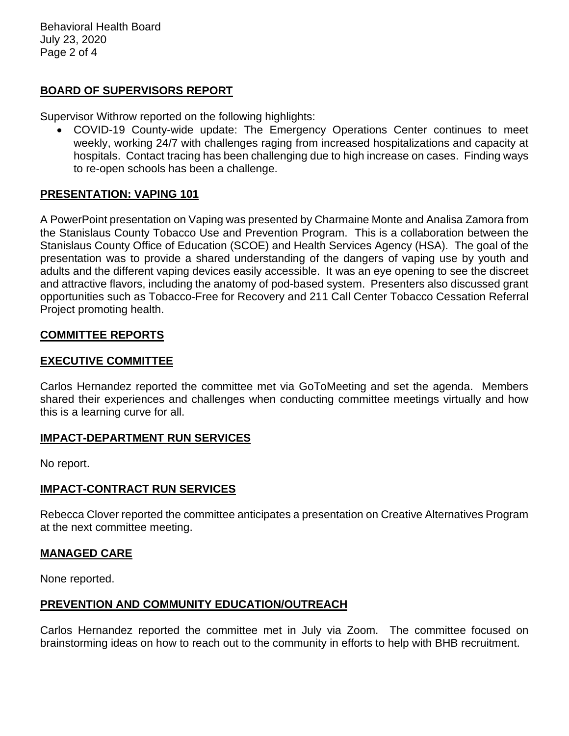## BOARD OF SUPERVISORS REPORT

Supervisor Withrow reported on the following highlights:

- COVID-19 County-wide update: The Emergency Operations Center continues to meet weekly, working 24/7 with challenges raging from increased hospitalizations and capacity at hospitals. Contact tracing has been challenging due to high increase on cases. Finding ways to re-open schools has been a challenge.

## PRESENTATION: VAPING 101

A PowerPoint presentation on Vaping was presented by Charmaine Monte and Analisa Zamora from the Stanislaus County Tobacco Use and Prevention Program. This is a collaboration between the Stanislaus County Office of Education (SCOE) and Health Services Agency (HSA). The goal of the presentation was to provide a shared understanding of the dangers of vaping use by youth and adults and the different vaping devices easily accessible. It was an eye opening to see the discreet and attractive flavors, including the anatomy of pod-based system. Presenters also discussed grant opportunities such as Tobacco-Free for Recovery and 211 Call Center Tobacco Cessation Referral Project promoting health.

## COMMITTEE REPORTS

## EXECUTIVE COMMITTEE

Carlos Hernandez reported the committee met via GoToMeeting and set the agenda. Members shared their experiences and challenges when conducting committee meetings virtually and how this is a learning curve for all.

## IMPACT-DEPARTMENT RUN SERVICES

No report.

## IMPACT-CONTRACT RUN SERVICES

Rebecca Clover reported the committee anticipates a presentation on Creative Alternatives Program at the next committee meeting.

## MANAGED CARE

None reported.

## PREVENTION AND COMMUNITY EDUCATION/OUTREACH

Carlos Hernandez reported the committee met in July via Zoom. The committee focused on brainstorming ideas on how to reach out to the community in efforts to help with BHB recruitment.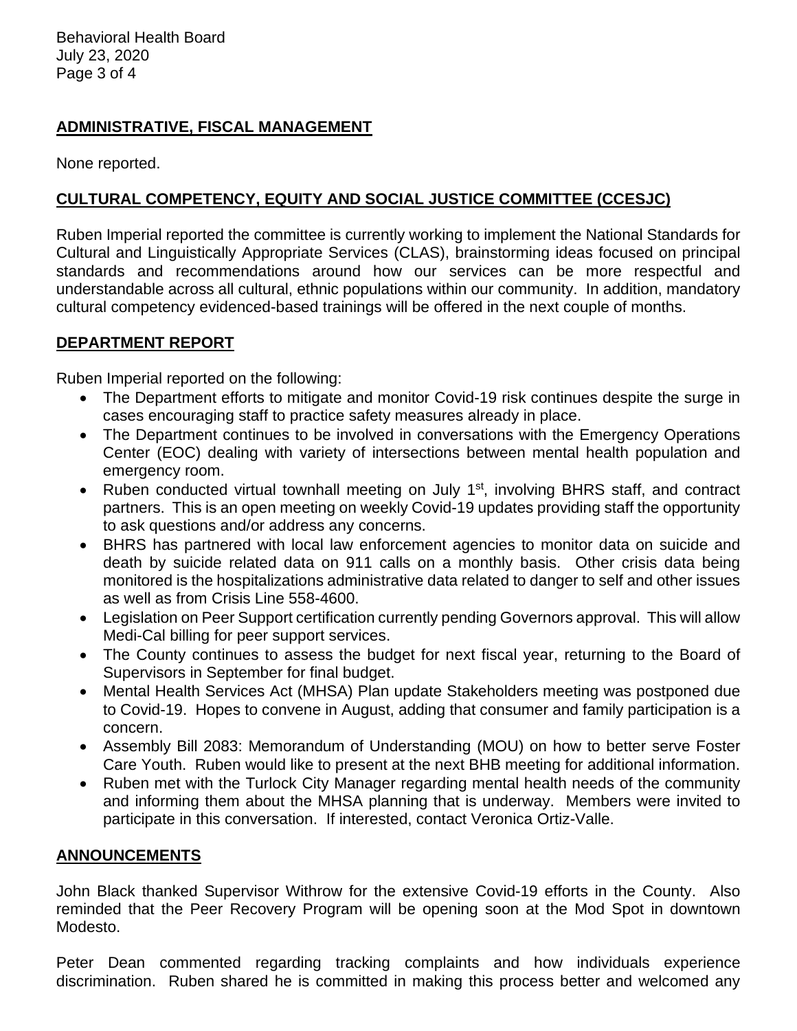## ADMINISTRATIVE, FISCAL MANAGEMENT

None reported.

## CULTURAL COMPETENCY, EQUITY AND SOCIAL JUSTICE COMMITTEE (CCESJC)

Ruben Imperial reported the committee is currently working to implement the National Standards for Cultural and Linguistically Appropriate Services (CLAS), brainstorming ideas focused on principal standards and recommendations around how our services can be more respectful and understandable across all cultural, ethnic populations within our community. In addition, mandatory cultural competency evidenced-based trainings will be offered in the next couple of months.

## DEPARTMENT REPORT

Ruben Imperial reported on the following:

- The Department efforts to mitigate and monitor Covid-19 risk continues despite the surge in cases encouraging staff to practice safety measures already in place.
- The Department continues to be involved in conversations with the Emergency Operations Center (EOC) dealing with variety of intersections between mental health population and emergency room.
- Ruben conducted virtual townhall meeting on July 1st, involving BHRS staff, and contract partners. This is an open meeting on weekly Covid-19 updates providing staff the opportunity to ask questions and/or address any concerns.
- BHRS has partnered with local law enforcement agencies to monitor data on suicide and death by suicide related data on 911 calls on a monthly basis. Other crisis data being monitored is the hospitalizations administrative data related to danger to self and other issues as well as from Crisis Line 558-4600.
- Legislation on Peer Support certification currently pending Governors approval. This will allow Medi-Cal billing for peer support services.
- The County continues to assess the budget for next fiscal year, returning to the Board of Supervisors in September for final budget.
- Mental Health Services Act (MHSA) Plan update Stakeholders meeting was postponed due to Covid-19. Hopes to convene in August, adding that consumer and family participation is a concern.
- Assembly Bill 2083: Memorandum of Understanding (MOU) on how to better serve Foster Care Youth. Ruben would like to present at the next BHB meeting for additional information.
- Ruben met with the Turlock City Manager regarding mental health needs of the community and informing them about the MHSA planning that is underway. Members were invited to participate in this conversation. If interested, contact Veronica Ortiz-Valle.

## ANNOUNCEMENTS

John Black thanked Supervisor Withrow for the extensive Covid-19 efforts in the County. Also reminded that the Peer Recovery Program will be opening soon at the Mod Spot in downtown Modesto.

Peter Dean commented regarding tracking complaints and how individuals experience discrimination. Ruben shared he is committed in making this process better and welcomed any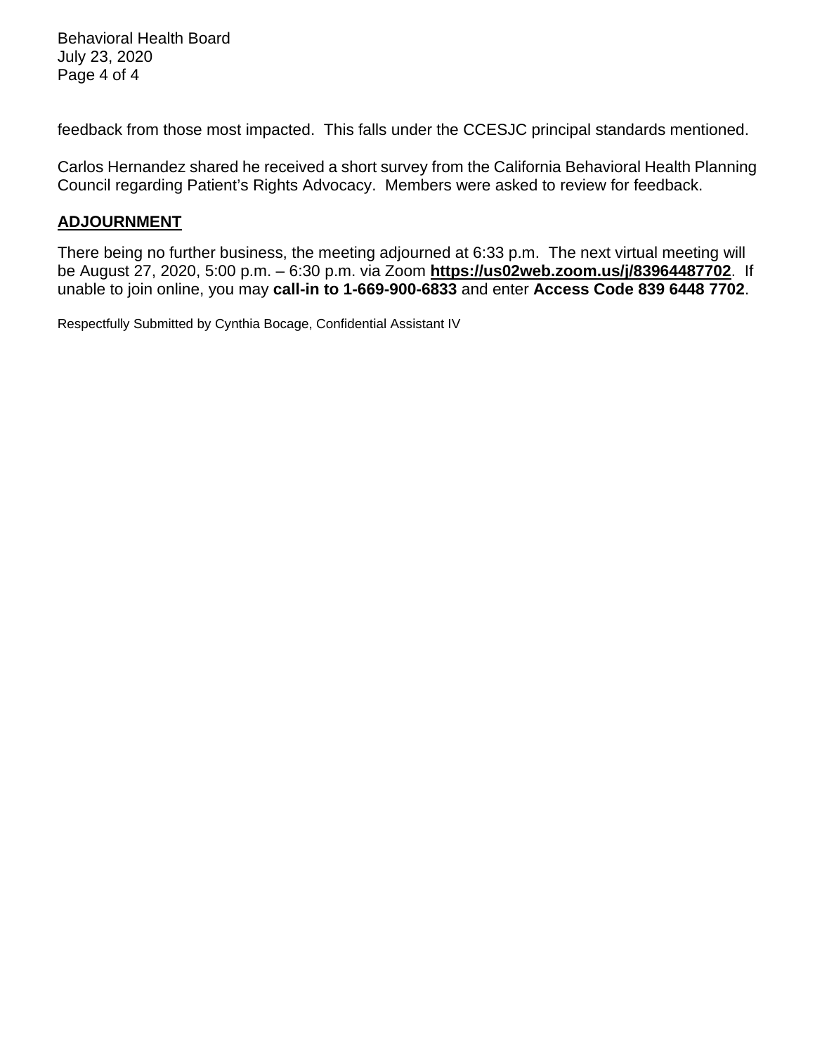feedback from those most impacted. This falls under the CCESJC principal standards mentioned.

Carlos Hernandez shared he received a short survey from the California Behavioral Health Planning Council regarding Patient's Rights Advocacy. Members were asked to review for feedback.

## ADJOURNMENT

There being no further business, the meeting adjourned at 6:33 p.m. The next virtual meeting will be August 27, 2020, 5:00 p.m. – 6:30 p.m. via Zoom **https://us02web.zoom.us/j/83964487702**. If unable to join online, you may **call-in to 1-669-900-6833** and enter **Access Code 839 6448 7702**.

Respectfully Submitted by Cynthia Bocage, Confidential Assistant IV